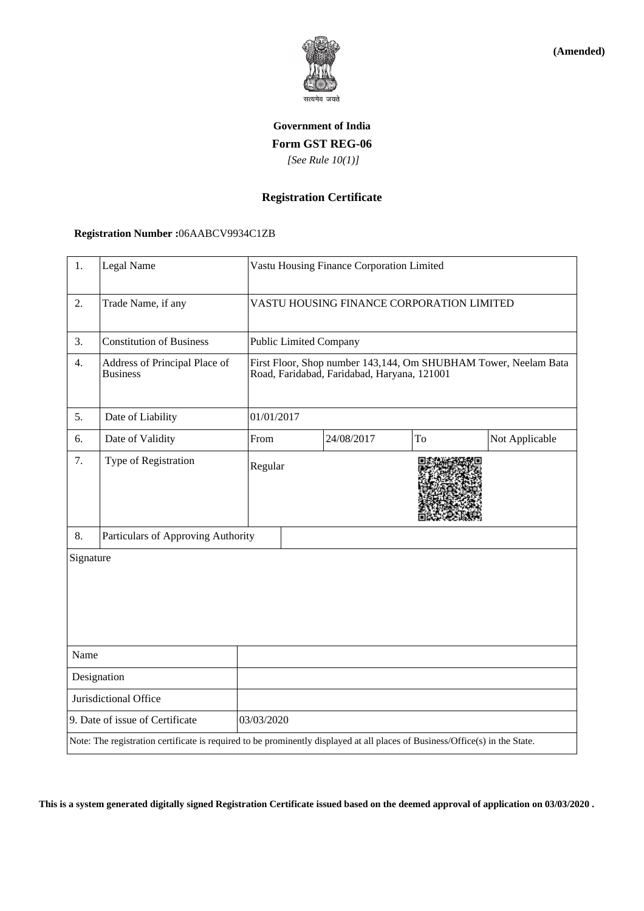**(Amended)**

सत्यमेव जयते

# Government of India

## Form GST REG-06

*[See Rule 10(1)]*

## Registration Certificate

**Registration Number :**06AABCV9934C1ZB

| 1. | Legal Name | Vastu Housing Finance Corporation Limited | | | |
|---|---|---|---|---|---|
| 2. | Trade Name, if any | VASTU HOUSING FINANCE CORPORATION LIMITED | | | |
| 3. | Constitution of Business | Public Limited Company | | | |
| 4. | Address of Principal Place of Business | First Floor, Shop number 143,144, Om SHUBHAM Tower, Neelam Bata Road, Faridabad, Faridabad, Haryana, 121001 | | | |
| 5. | Date of Liability | 01/01/2017 | | | |
| 6. | Date of Validity | From | 24/08/2017 | To | Not Applicable |
| 7. | Type of Registration | Regular | | | |
| 8. | Particulars of Approving Authority | | | | |

| Signature | |
|---|---|
| Name | |
| Designation | |
| Jurisdictional Office | |
| 9. Date of issue of Certificate | 03/03/2020 |

Note: The registration certificate is required to be prominently displayed at all places of Business/Office(s) in the State.

**This is a system generated digitally signed Registration Certificate issued based on the deemed approval of application on 03/03/2020 .**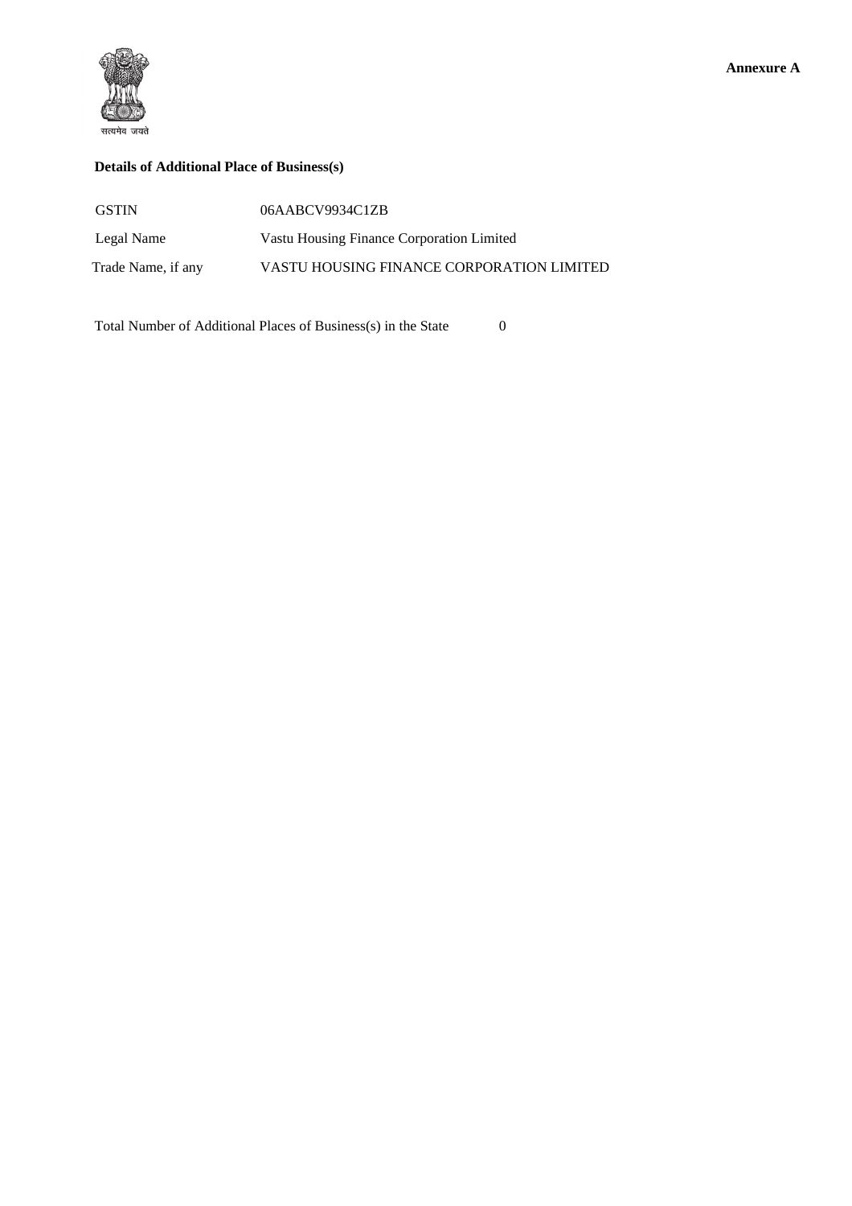**Annexure A**

सत्यमेव जयते

**Details of Additional Place of Business(s)**

| | |
|---|---|
| GSTIN | 06AABCV9934C1ZB |
| Legal Name | Vastu Housing Finance Corporation Limited |
| Trade Name, if any | VASTU HOUSING FINANCE CORPORATION LIMITED |

Total Number of Additional Places of Business(s) in the State 0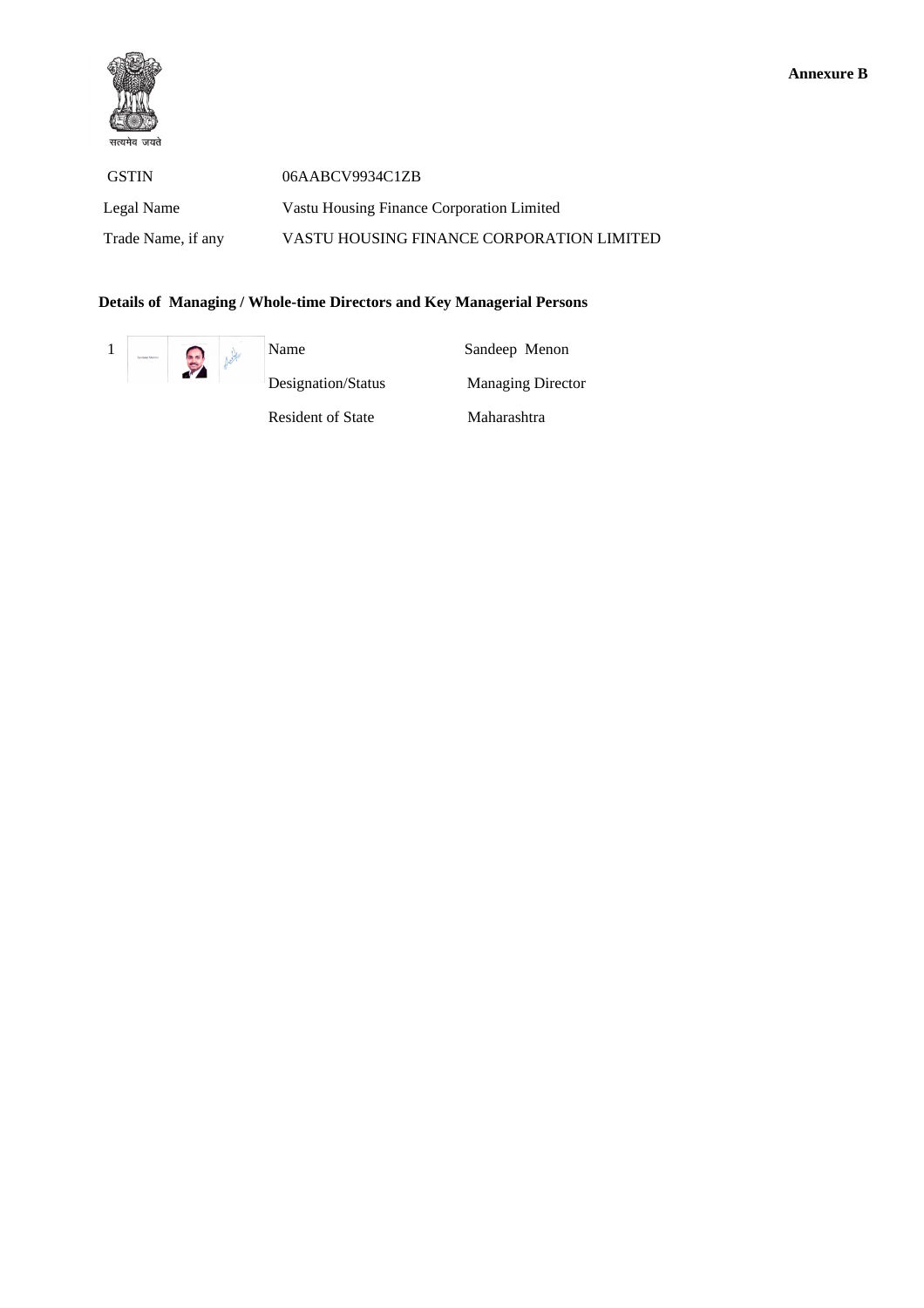सत्यमेव जयते

**Annexure B**

| | |
|---|---|
| GSTIN | 06AABCV9934C1ZB |
| Legal Name | Vastu Housing Finance Corporation Limited |
| Trade Name, if any | VASTU HOUSING FINANCE CORPORATION LIMITED |

**Details of Managing / Whole-time Directors and Key Managerial Persons**

1

| | |
|---|---|
| Name | Sandeep Menon |
| Designation/Status | Managing Director |
| Resident of State | Maharashtra |